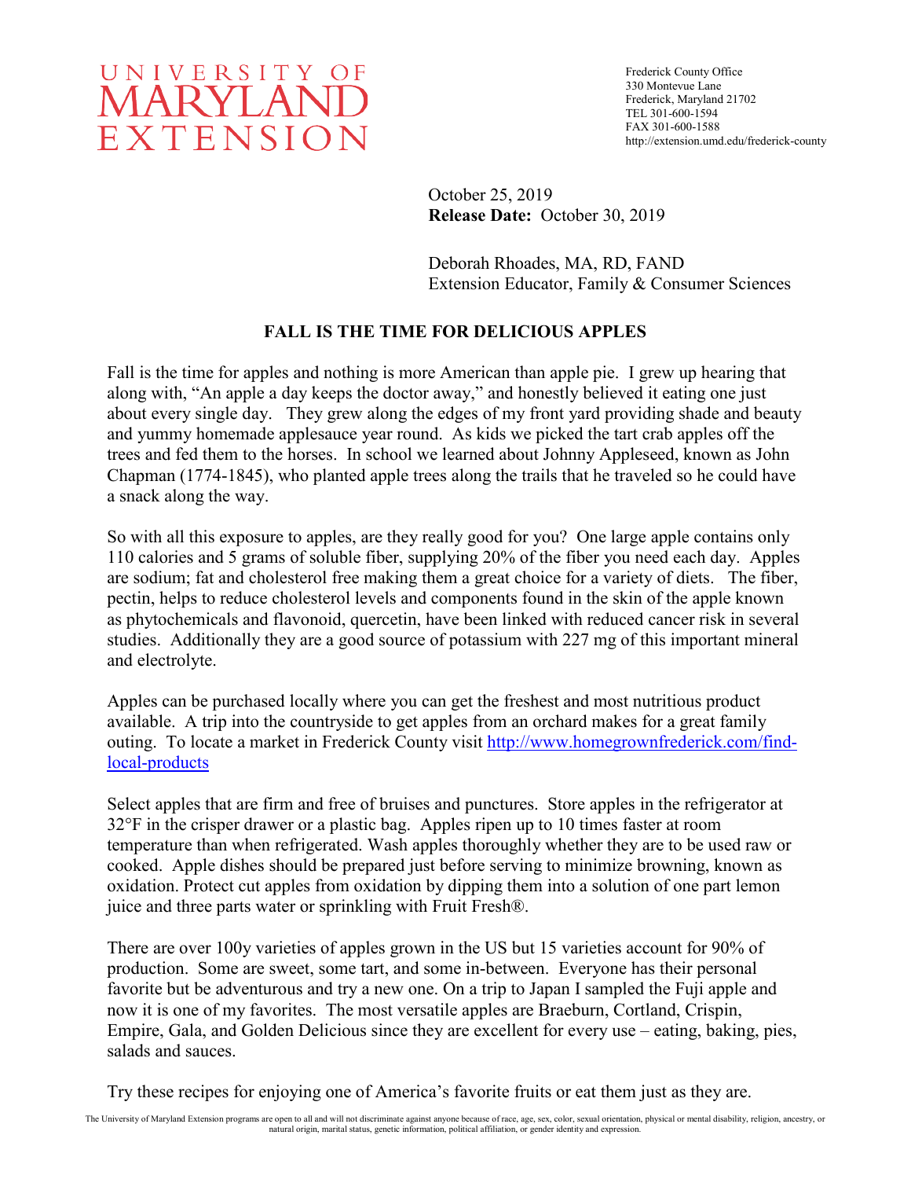UNIVERSITY OF MARYLAND EXTENSION

Frederick County Office
330 Montevue Lane
Frederick, Maryland 21702
TEL 301-600-1594
FAX 301-600-1588
http://extension.umd.edu/frederick-county

October 25, 2019
**Release Date:** October 30, 2019

Deborah Rhoades, MA, RD, FAND
Extension Educator, Family & Consumer Sciences

## FALL IS THE TIME FOR DELICIOUS APPLES

Fall is the time for apples and nothing is more American than apple pie. I grew up hearing that along with, "An apple a day keeps the doctor away," and honestly believed it eating one just about every single day. They grew along the edges of my front yard providing shade and beauty and yummy homemade applesauce year round. As kids we picked the tart crab apples off the trees and fed them to the horses. In school we learned about Johnny Appleseed, known as John Chapman (1774-1845), who planted apple trees along the trails that he traveled so he could have a snack along the way.

So with all this exposure to apples, are they really good for you? One large apple contains only 110 calories and 5 grams of soluble fiber, supplying 20% of the fiber you need each day. Apples are sodium; fat and cholesterol free making them a great choice for a variety of diets. The fiber, pectin, helps to reduce cholesterol levels and components found in the skin of the apple known as phytochemicals and flavonoid, quercetin, have been linked with reduced cancer risk in several studies. Additionally they are a good source of potassium with 227 mg of this important mineral and electrolyte.

Apples can be purchased locally where you can get the freshest and most nutritious product available. A trip into the countryside to get apples from an orchard makes for a great family outing. To locate a market in Frederick County visit [http://www.homegrownfrederick.com/find-local-products](http://www.homegrownfrederick.com/find-local-products)

Select apples that are firm and free of bruises and punctures. Store apples in the refrigerator at 32°F in the crisper drawer or a plastic bag. Apples ripen up to 10 times faster at room temperature than when refrigerated. Wash apples thoroughly whether they are to be used raw or cooked. Apple dishes should be prepared just before serving to minimize browning, known as oxidation. Protect cut apples from oxidation by dipping them into a solution of one part lemon juice and three parts water or sprinkling with Fruit Fresh®.

There are over 100y varieties of apples grown in the US but 15 varieties account for 90% of production. Some are sweet, some tart, and some in-between. Everyone has their personal favorite but be adventurous and try a new one. On a trip to Japan I sampled the Fuji apple and now it is one of my favorites. The most versatile apples are Braeburn, Cortland, Crispin, Empire, Gala, and Golden Delicious since they are excellent for every use – eating, baking, pies, salads and sauces.

Try these recipes for enjoying one of America's favorite fruits or eat them just as they are.

The University of Maryland Extension programs are open to all and will not discriminate against anyone because of race, age, sex, color, sexual orientation, physical or mental disability, religion, ancestry, or natural origin, marital status, genetic information, political affiliation, or gender identity and expression.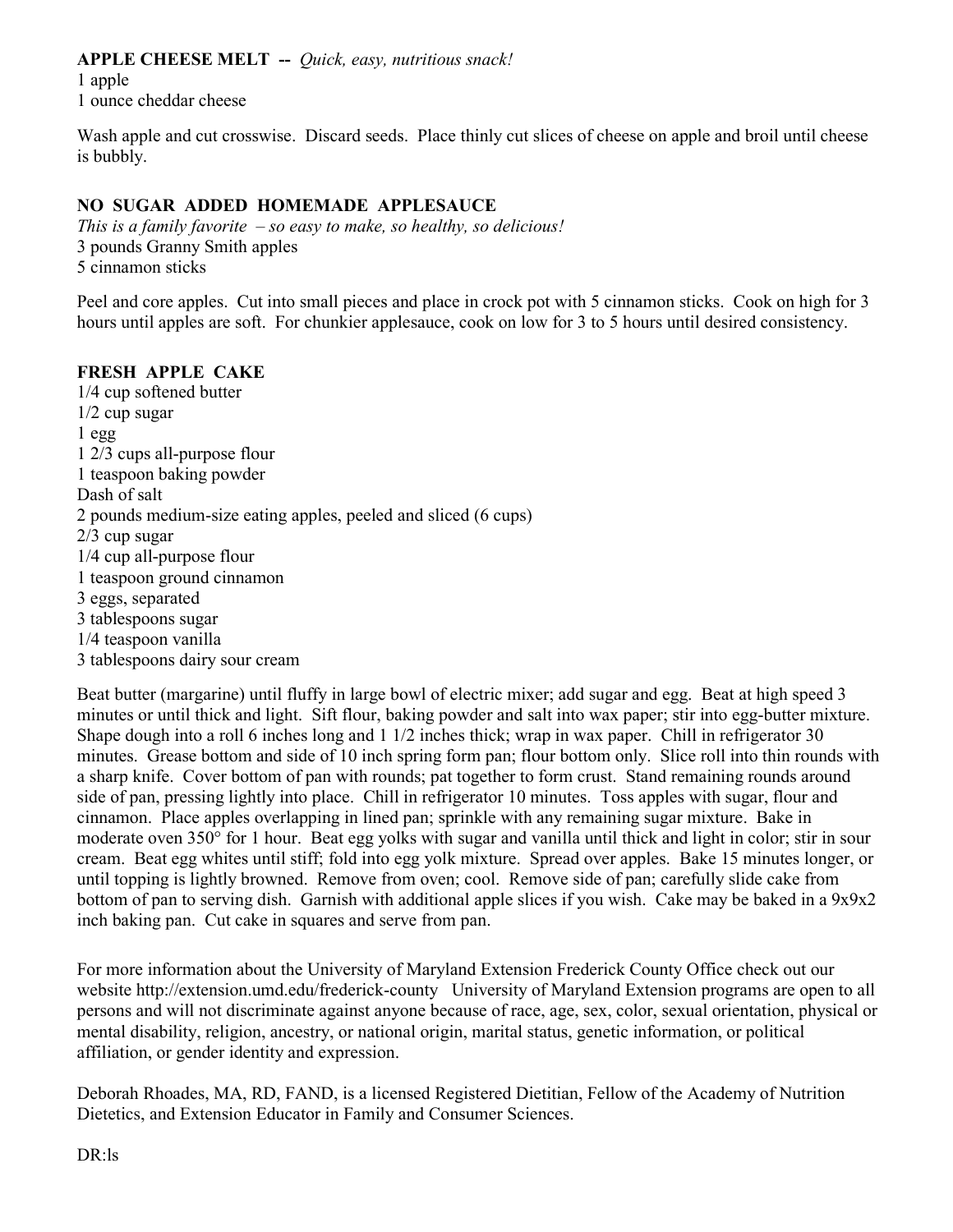**APPLE CHEESE MELT --** *Quick, easy, nutritious snack!*

1 apple
1 ounce cheddar cheese

Wash apple and cut crosswise. Discard seeds. Place thinly cut slices of cheese on apple and broil until cheese is bubbly.

**NO SUGAR ADDED HOMEMADE APPLESAUCE**

*This is a family favorite – so easy to make, so healthy, so delicious!*

3 pounds Granny Smith apples
5 cinnamon sticks

Peel and core apples. Cut into small pieces and place in crock pot with 5 cinnamon sticks. Cook on high for 3 hours until apples are soft. For chunkier applesauce, cook on low for 3 to 5 hours until desired consistency.

**FRESH APPLE CAKE**

1/4 cup softened butter
1/2 cup sugar
1 egg
1 2/3 cups all-purpose flour
1 teaspoon baking powder
Dash of salt
2 pounds medium-size eating apples, peeled and sliced (6 cups)
2/3 cup sugar
1/4 cup all-purpose flour
1 teaspoon ground cinnamon
3 eggs, separated
3 tablespoons sugar
1/4 teaspoon vanilla
3 tablespoons dairy sour cream

Beat butter (margarine) until fluffy in large bowl of electric mixer; add sugar and egg. Beat at high speed 3 minutes or until thick and light. Sift flour, baking powder and salt into wax paper; stir into egg-butter mixture. Shape dough into a roll 6 inches long and 1 1/2 inches thick; wrap in wax paper. Chill in refrigerator 30 minutes. Grease bottom and side of 10 inch spring form pan; flour bottom only. Slice roll into thin rounds with a sharp knife. Cover bottom of pan with rounds; pat together to form crust. Stand remaining rounds around side of pan, pressing lightly into place. Chill in refrigerator 10 minutes. Toss apples with sugar, flour and cinnamon. Place apples overlapping in lined pan; sprinkle with any remaining sugar mixture. Bake in moderate oven 350° for 1 hour. Beat egg yolks with sugar and vanilla until thick and light in color; stir in sour cream. Beat egg whites until stiff; fold into egg yolk mixture. Spread over apples. Bake 15 minutes longer, or until topping is lightly browned. Remove from oven; cool. Remove side of pan; carefully slide cake from bottom of pan to serving dish. Garnish with additional apple slices if you wish. Cake may be baked in a 9x9x2 inch baking pan. Cut cake in squares and serve from pan.

For more information about the University of Maryland Extension Frederick County Office check out our website http://extension.umd.edu/frederick-county University of Maryland Extension programs are open to all persons and will not discriminate against anyone because of race, age, sex, color, sexual orientation, physical or mental disability, religion, ancestry, or national origin, marital status, genetic information, or political affiliation, or gender identity and expression.

Deborah Rhoades, MA, RD, FAND, is a licensed Registered Dietitian, Fellow of the Academy of Nutrition Dietetics, and Extension Educator in Family and Consumer Sciences.

DR:ls